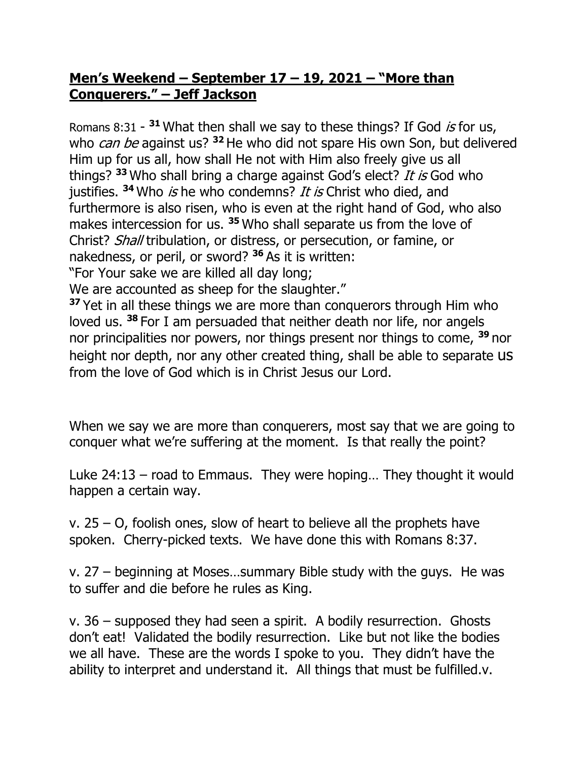**Men's Weekend – September 17 – 19, 2021 – "More than Conquerers." – Jeff Jackson**

Romans 8:31 - **31** What then shall we say to these things? If God *is* for us, who *can be* against us? **32** He who did not spare His own Son, but delivered Him up for us all, how shall He not with Him also freely give us all things? **33** Who shall bring a charge against God's elect? *It is* God who justifies. **34** Who *is* he who condemns? *It is* Christ who died, and furthermore is also risen, who is even at the right hand of God, who also makes intercession for us. **35** Who shall separate us from the love of Christ? *Shall* tribulation, or distress, or persecution, or famine, or nakedness, or peril, or sword? **36** As it is written:
"For Your sake we are killed all day long;
We are accounted as sheep for the slaughter."
**37** Yet in all these things we are more than conquerors through Him who loved us. **38** For I am persuaded that neither death nor life, nor angels nor principalities nor powers, nor things present nor things to come, **39** nor height nor depth, nor any other created thing, shall be able to separate us from the love of God which is in Christ Jesus our Lord.

When we say we are more than conquerers, most say that we are going to conquer what we're suffering at the moment. Is that really the point?

Luke 24:13 – road to Emmaus. They were hoping… They thought it would happen a certain way.

v. 25 – O, foolish ones, slow of heart to believe all the prophets have spoken. Cherry-picked texts. We have done this with Romans 8:37.

v. 27 – beginning at Moses…summary Bible study with the guys. He was to suffer and die before he rules as King.

v. 36 – supposed they had seen a spirit. A bodily resurrection. Ghosts don't eat! Validated the bodily resurrection. Like but not like the bodies we all have. These are the words I spoke to you. They didn't have the ability to interpret and understand it. All things that must be fulfilled.v.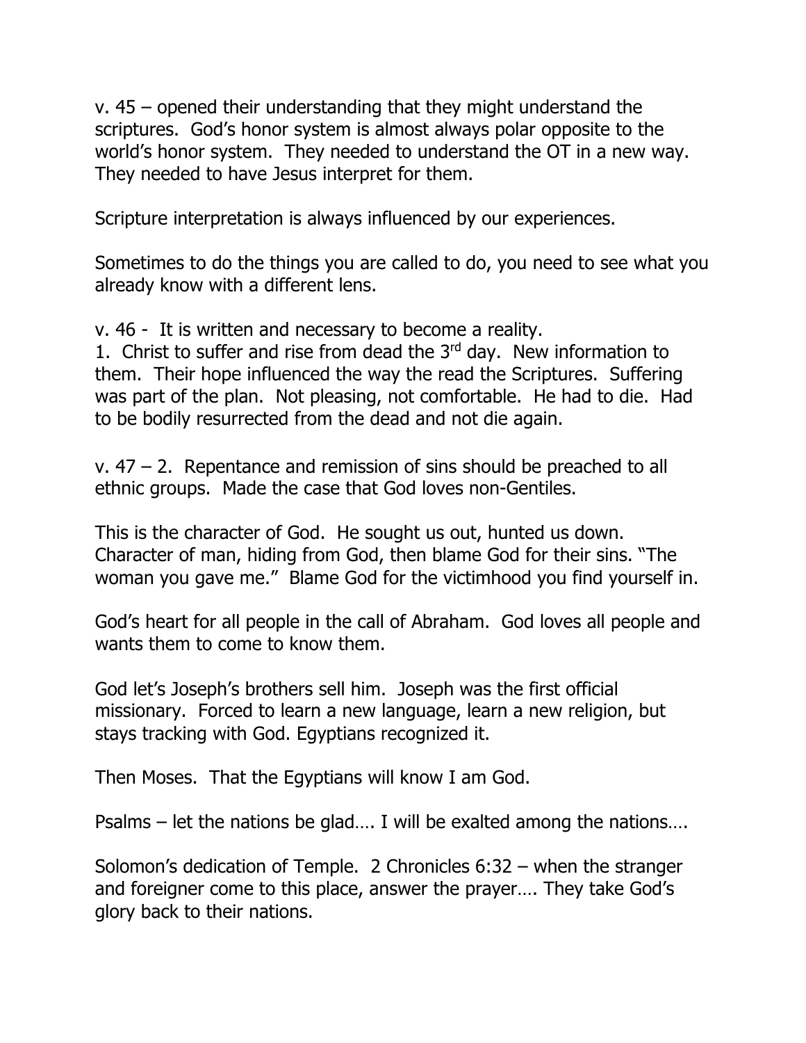v. 45 – opened their understanding that they might understand the scriptures. God's honor system is almost always polar opposite to the world's honor system. They needed to understand the OT in a new way. They needed to have Jesus interpret for them.

Scripture interpretation is always influenced by our experiences.

Sometimes to do the things you are called to do, you need to see what you already know with a different lens.

v. 46 - It is written and necessary to become a reality.
1. Christ to suffer and rise from dead the 3rd day. New information to them. Their hope influenced the way the read the Scriptures. Suffering was part of the plan. Not pleasing, not comfortable. He had to die. Had to be bodily resurrected from the dead and not die again.

v. 47 – 2. Repentance and remission of sins should be preached to all ethnic groups. Made the case that God loves non-Gentiles.

This is the character of God. He sought us out, hunted us down. Character of man, hiding from God, then blame God for their sins. "The woman you gave me." Blame God for the victimhood you find yourself in.

God's heart for all people in the call of Abraham. God loves all people and wants them to come to know them.

God let's Joseph's brothers sell him. Joseph was the first official missionary. Forced to learn a new language, learn a new religion, but stays tracking with God. Egyptians recognized it.

Then Moses. That the Egyptians will know I am God.

Psalms – let the nations be glad…. I will be exalted among the nations….

Solomon's dedication of Temple. 2 Chronicles 6:32 – when the stranger and foreigner come to this place, answer the prayer…. They take God's glory back to their nations.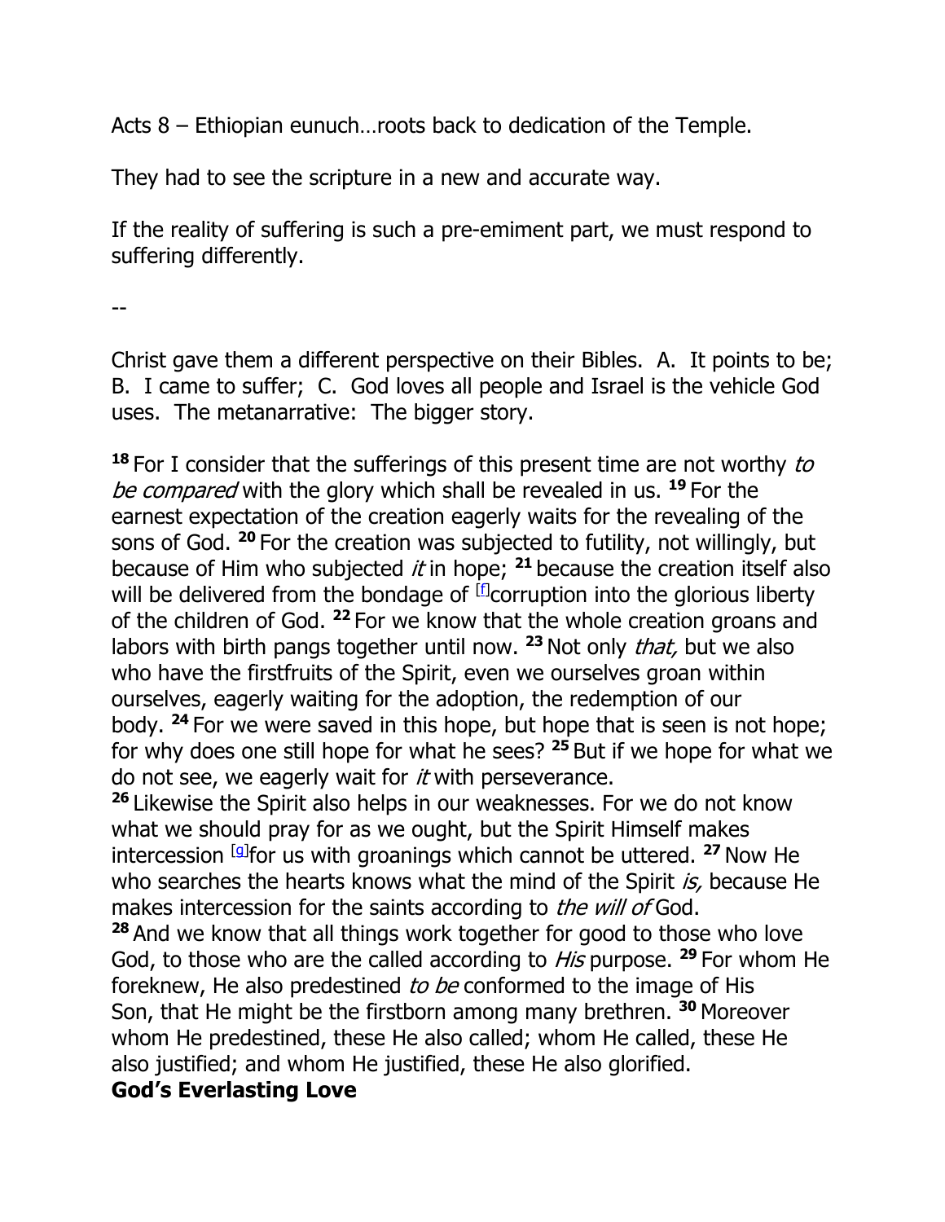Acts 8 – Ethiopian eunuch…roots back to dedication of the Temple.

They had to see the scripture in a new and accurate way.

If the reality of suffering is such a pre-emiment part, we must respond to suffering differently.

--

Christ gave them a different perspective on their Bibles. A. It points to be; B. I came to suffer; C. God loves all people and Israel is the vehicle God uses. The metanarrative: The bigger story.

**18** For I consider that the sufferings of this present time are not worthy *to be compared* with the glory which shall be revealed in us. **19** For the earnest expectation of the creation eagerly waits for the revealing of the sons of God. **20** For the creation was subjected to futility, not willingly, but because of Him who subjected *it* in hope; **21** because the creation itself also will be delivered from the bondage of [f]corruption into the glorious liberty of the children of God. **22** For we know that the whole creation groans and labors with birth pangs together until now. **23** Not only *that,* but we also who have the firstfruits of the Spirit, even we ourselves groan within ourselves, eagerly waiting for the adoption, the redemption of our body. **24** For we were saved in this hope, but hope that is seen is not hope; for why does one still hope for what he sees? **25** But if we hope for what we do not see, we eagerly wait for *it* with perseverance.
**26** Likewise the Spirit also helps in our weaknesses. For we do not know what we should pray for as we ought, but the Spirit Himself makes intercession [g]for us with groanings which cannot be uttered. **27** Now He who searches the hearts knows what the mind of the Spirit *is,* because He makes intercession for the saints according to *the will of* God.
**28** And we know that all things work together for good to those who love God, to those who are the called according to *His* purpose. **29** For whom He foreknew, He also predestined *to be* conformed to the image of His Son, that He might be the firstborn among many brethren. **30** Moreover whom He predestined, these He also called; whom He called, these He also justified; and whom He justified, these He also glorified.

**God's Everlasting Love**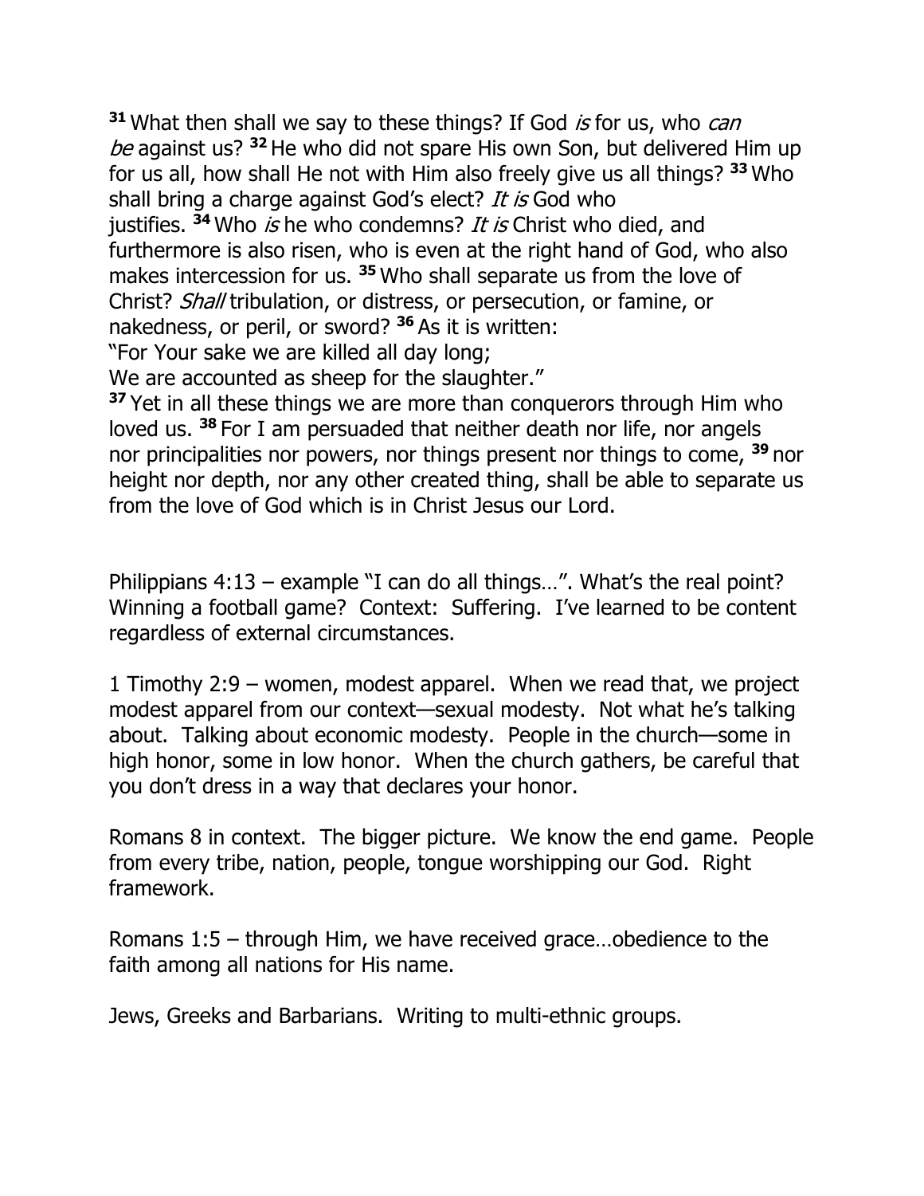[31] What then shall we say to these things? If God *is* for us, who *can be* against us? [32] He who did not spare His own Son, but delivered Him up for us all, how shall He not with Him also freely give us all things? [33] Who shall bring a charge against God's elect? *It is* God who justifies. [34] Who *is* he who condemns? *It is* Christ who died, and furthermore is also risen, who is even at the right hand of God, who also makes intercession for us. [35] Who shall separate us from the love of Christ? *Shall* tribulation, or distress, or persecution, or famine, or nakedness, or peril, or sword? [36] As it is written:
"For Your sake we are killed all day long;
We are accounted as sheep for the slaughter."
[37] Yet in all these things we are more than conquerors through Him who loved us. [38] For I am persuaded that neither death nor life, nor angels nor principalities nor powers, nor things present nor things to come, [39] nor height nor depth, nor any other created thing, shall be able to separate us from the love of God which is in Christ Jesus our Lord.

Philippians 4:13 – example "I can do all things…". What's the real point? Winning a football game? Context: Suffering. I've learned to be content regardless of external circumstances.

1 Timothy 2:9 – women, modest apparel. When we read that, we project modest apparel from our context—sexual modesty. Not what he's talking about. Talking about economic modesty. People in the church—some in high honor, some in low honor. When the church gathers, be careful that you don't dress in a way that declares your honor.

Romans 8 in context. The bigger picture. We know the end game. People from every tribe, nation, people, tongue worshipping our God. Right framework.

Romans 1:5 – through Him, we have received grace…obedience to the faith among all nations for His name.

Jews, Greeks and Barbarians. Writing to multi-ethnic groups.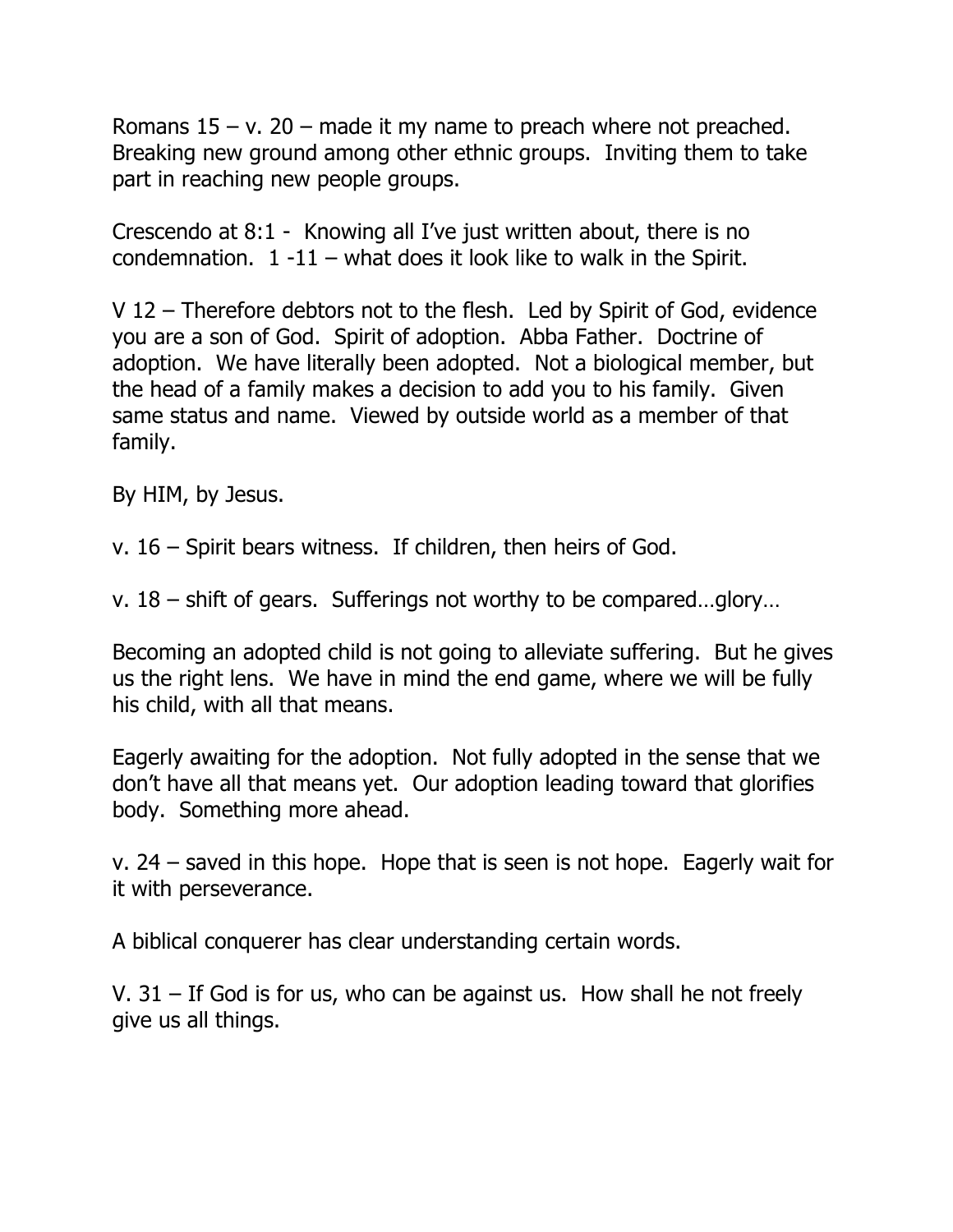Romans 15 – v. 20 – made it my name to preach where not preached. Breaking new ground among other ethnic groups. Inviting them to take part in reaching new people groups.

Crescendo at 8:1 - Knowing all I've just written about, there is no condemnation. 1 -11 – what does it look like to walk in the Spirit.

V 12 – Therefore debtors not to the flesh. Led by Spirit of God, evidence you are a son of God. Spirit of adoption. Abba Father. Doctrine of adoption. We have literally been adopted. Not a biological member, but the head of a family makes a decision to add you to his family. Given same status and name. Viewed by outside world as a member of that family.

By HIM, by Jesus.

v. 16 – Spirit bears witness. If children, then heirs of God.

v. 18 – shift of gears. Sufferings not worthy to be compared…glory…

Becoming an adopted child is not going to alleviate suffering. But he gives us the right lens. We have in mind the end game, where we will be fully his child, with all that means.

Eagerly awaiting for the adoption. Not fully adopted in the sense that we don't have all that means yet. Our adoption leading toward that glorifies body. Something more ahead.

v. 24 – saved in this hope. Hope that is seen is not hope. Eagerly wait for it with perseverance.

A biblical conquerer has clear understanding certain words.

V. 31 – If God is for us, who can be against us. How shall he not freely give us all things.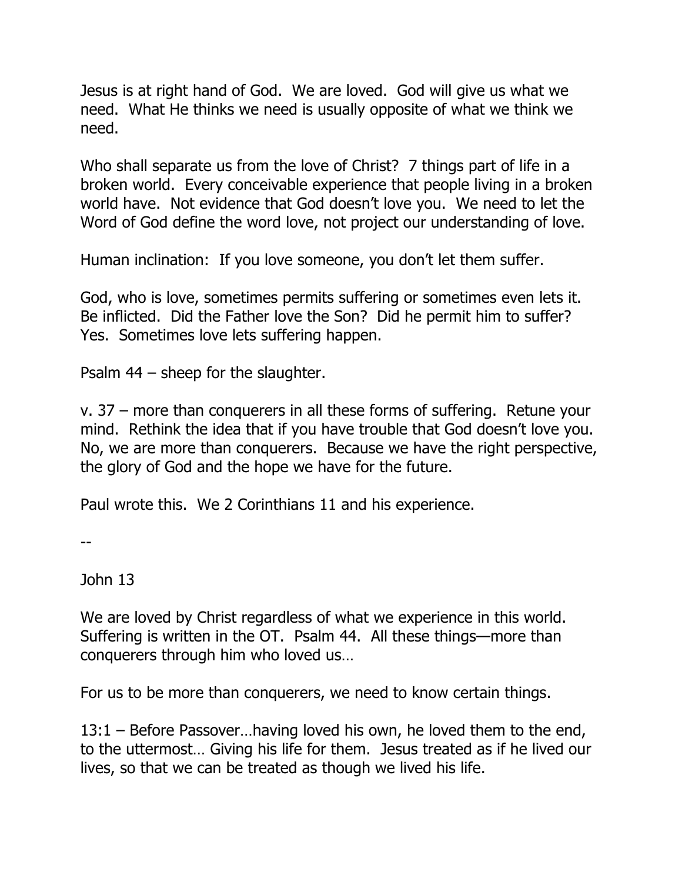Jesus is at right hand of God. We are loved. God will give us what we need. What He thinks we need is usually opposite of what we think we need.

Who shall separate us from the love of Christ? 7 things part of life in a broken world. Every conceivable experience that people living in a broken world have. Not evidence that God doesn't love you. We need to let the Word of God define the word love, not project our understanding of love.

Human inclination: If you love someone, you don't let them suffer.

God, who is love, sometimes permits suffering or sometimes even lets it. Be inflicted. Did the Father love the Son? Did he permit him to suffer? Yes. Sometimes love lets suffering happen.

Psalm 44 – sheep for the slaughter.

v. 37 – more than conquerers in all these forms of suffering. Retune your mind. Rethink the idea that if you have trouble that God doesn't love you. No, we are more than conquerers. Because we have the right perspective, the glory of God and the hope we have for the future.

Paul wrote this. We 2 Corinthians 11 and his experience.

--

John 13

We are loved by Christ regardless of what we experience in this world. Suffering is written in the OT. Psalm 44. All these things—more than conquerers through him who loved us…

For us to be more than conquerers, we need to know certain things.

13:1 – Before Passover…having loved his own, he loved them to the end, to the uttermost… Giving his life for them. Jesus treated as if he lived our lives, so that we can be treated as though we lived his life.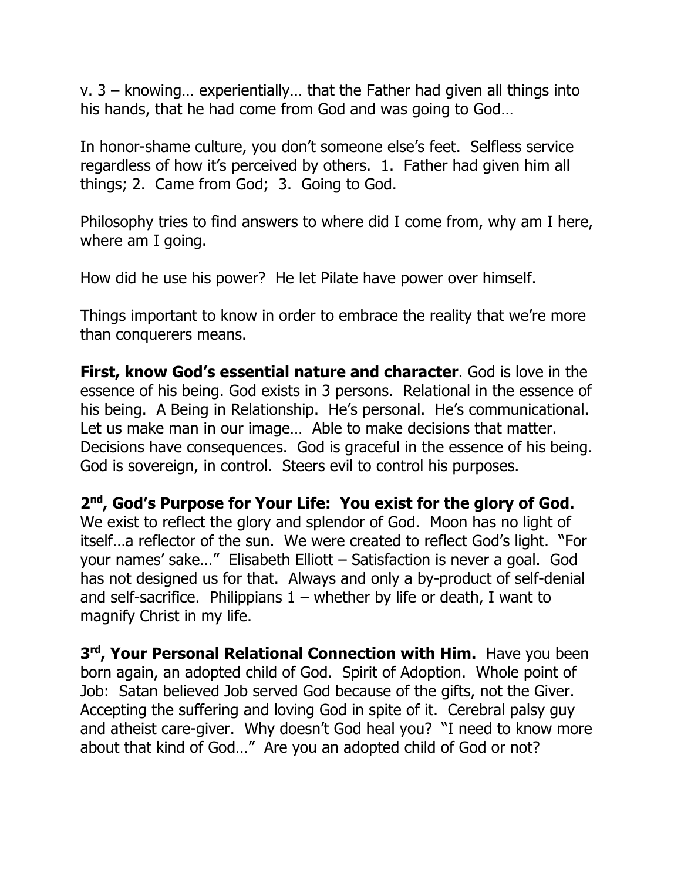v. 3 – knowing… experientially… that the Father had given all things into his hands, that he had come from God and was going to God…

In honor-shame culture, you don't someone else's feet. Selfless service regardless of how it's perceived by others. 1. Father had given him all things; 2. Came from God; 3. Going to God.

Philosophy tries to find answers to where did I come from, why am I here, where am I going.

How did he use his power? He let Pilate have power over himself.

Things important to know in order to embrace the reality that we're more than conquerers means.

**First, know God's essential nature and character**. God is love in the essence of his being. God exists in 3 persons. Relational in the essence of his being. A Being in Relationship. He's personal. He's communicational. Let us make man in our image… Able to make decisions that matter. Decisions have consequences. God is graceful in the essence of his being. God is sovereign, in control. Steers evil to control his purposes.

**2nd, God's Purpose for Your Life: You exist for the glory of God.** We exist to reflect the glory and splendor of God. Moon has no light of itself…a reflector of the sun. We were created to reflect God's light. "For your names' sake…" Elisabeth Elliott – Satisfaction is never a goal. God has not designed us for that. Always and only a by-product of self-denial and self-sacrifice. Philippians 1 – whether by life or death, I want to magnify Christ in my life.

**3rd, Your Personal Relational Connection with Him.** Have you been born again, an adopted child of God. Spirit of Adoption. Whole point of Job: Satan believed Job served God because of the gifts, not the Giver. Accepting the suffering and loving God in spite of it. Cerebral palsy guy and atheist care-giver. Why doesn't God heal you? "I need to know more about that kind of God…" Are you an adopted child of God or not?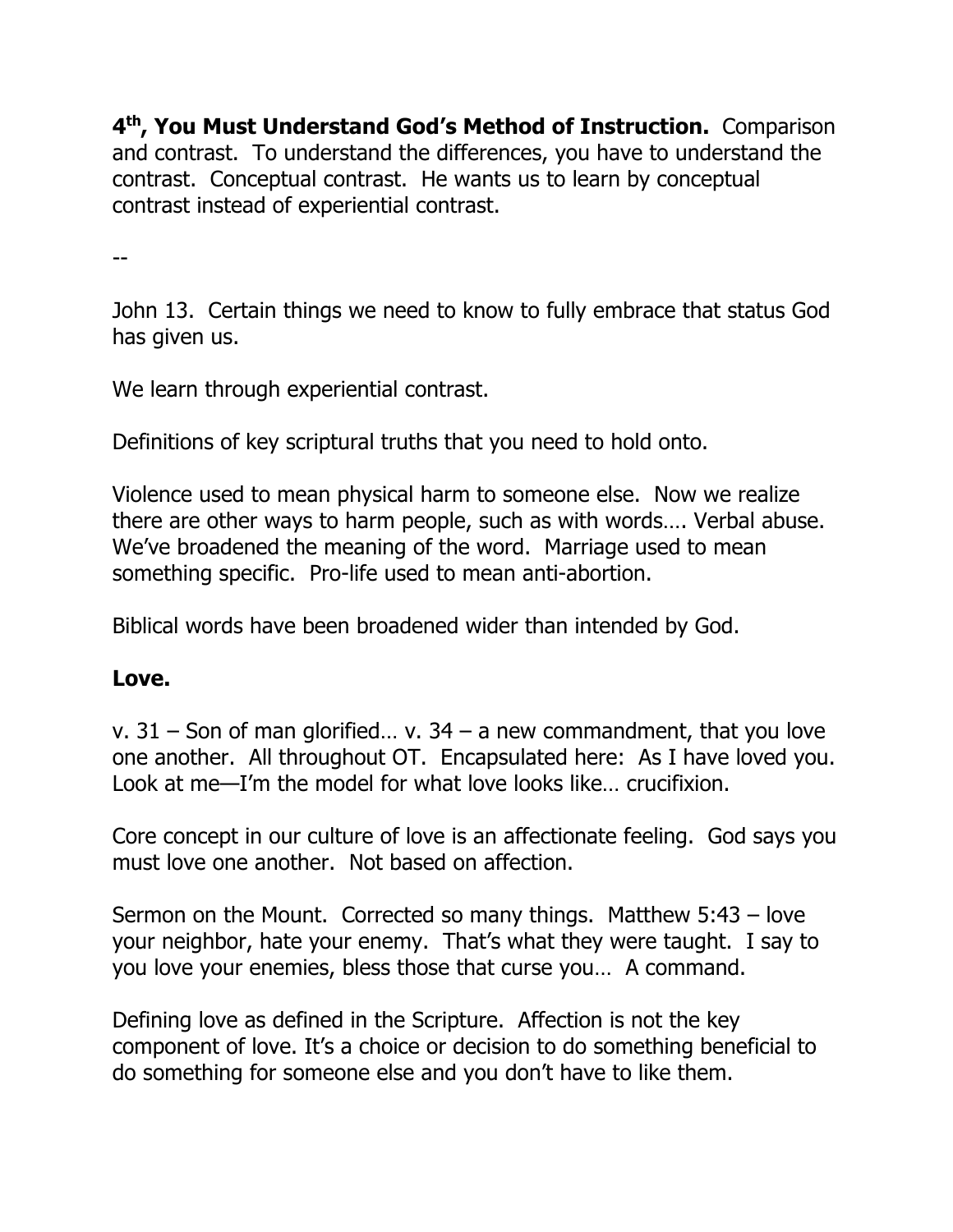**4th, You Must Understand God's Method of Instruction.** Comparison and contrast. To understand the differences, you have to understand the contrast. Conceptual contrast. He wants us to learn by conceptual contrast instead of experiential contrast.

--

John 13. Certain things we need to know to fully embrace that status God has given us.

We learn through experiential contrast.

Definitions of key scriptural truths that you need to hold onto.

Violence used to mean physical harm to someone else. Now we realize there are other ways to harm people, such as with words…. Verbal abuse. We've broadened the meaning of the word. Marriage used to mean something specific. Pro-life used to mean anti-abortion.

Biblical words have been broadened wider than intended by God.

**Love.**

v. 31 – Son of man glorified… v. 34 – a new commandment, that you love one another. All throughout OT. Encapsulated here: As I have loved you. Look at me—I'm the model for what love looks like… crucifixion.

Core concept in our culture of love is an affectionate feeling. God says you must love one another. Not based on affection.

Sermon on the Mount. Corrected so many things. Matthew 5:43 – love your neighbor, hate your enemy. That's what they were taught. I say to you love your enemies, bless those that curse you… A command.

Defining love as defined in the Scripture. Affection is not the key component of love. It's a choice or decision to do something beneficial to do something for someone else and you don't have to like them.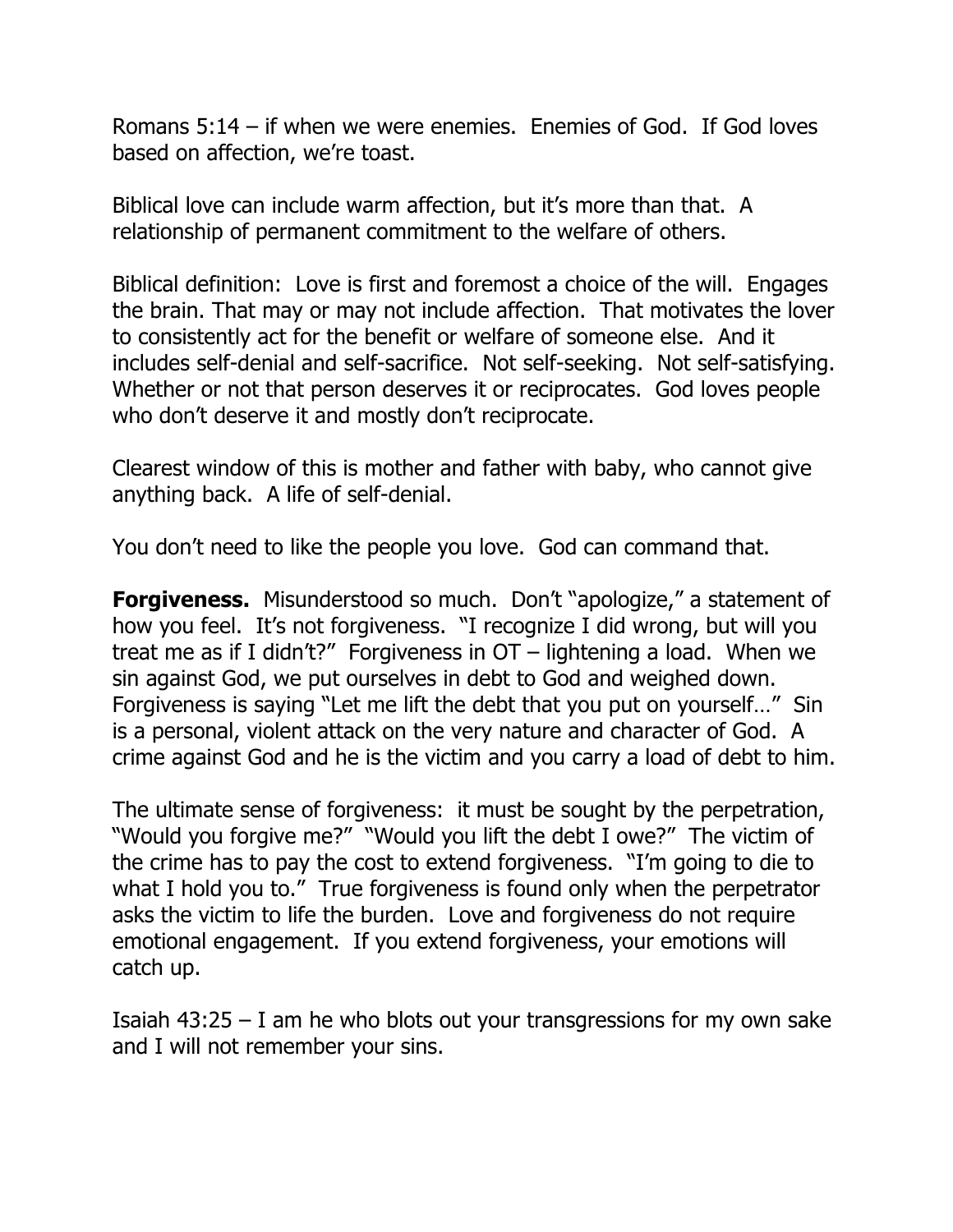Romans 5:14 – if when we were enemies. Enemies of God. If God loves based on affection, we're toast.

Biblical love can include warm affection, but it's more than that. A relationship of permanent commitment to the welfare of others.

Biblical definition: Love is first and foremost a choice of the will. Engages the brain. That may or may not include affection. That motivates the lover to consistently act for the benefit or welfare of someone else. And it includes self-denial and self-sacrifice. Not self-seeking. Not self-satisfying. Whether or not that person deserves it or reciprocates. God loves people who don't deserve it and mostly don't reciprocate.

Clearest window of this is mother and father with baby, who cannot give anything back. A life of self-denial.

You don't need to like the people you love. God can command that.

**Forgiveness.** Misunderstood so much. Don't "apologize," a statement of how you feel. It's not forgiveness. "I recognize I did wrong, but will you treat me as if I didn't?" Forgiveness in OT – lightening a load. When we sin against God, we put ourselves in debt to God and weighed down. Forgiveness is saying "Let me lift the debt that you put on yourself…" Sin is a personal, violent attack on the very nature and character of God. A crime against God and he is the victim and you carry a load of debt to him.

The ultimate sense of forgiveness: it must be sought by the perpetration, "Would you forgive me?" "Would you lift the debt I owe?" The victim of the crime has to pay the cost to extend forgiveness. "I'm going to die to what I hold you to." True forgiveness is found only when the perpetrator asks the victim to life the burden. Love and forgiveness do not require emotional engagement. If you extend forgiveness, your emotions will catch up.

Isaiah 43:25 – I am he who blots out your transgressions for my own sake and I will not remember your sins.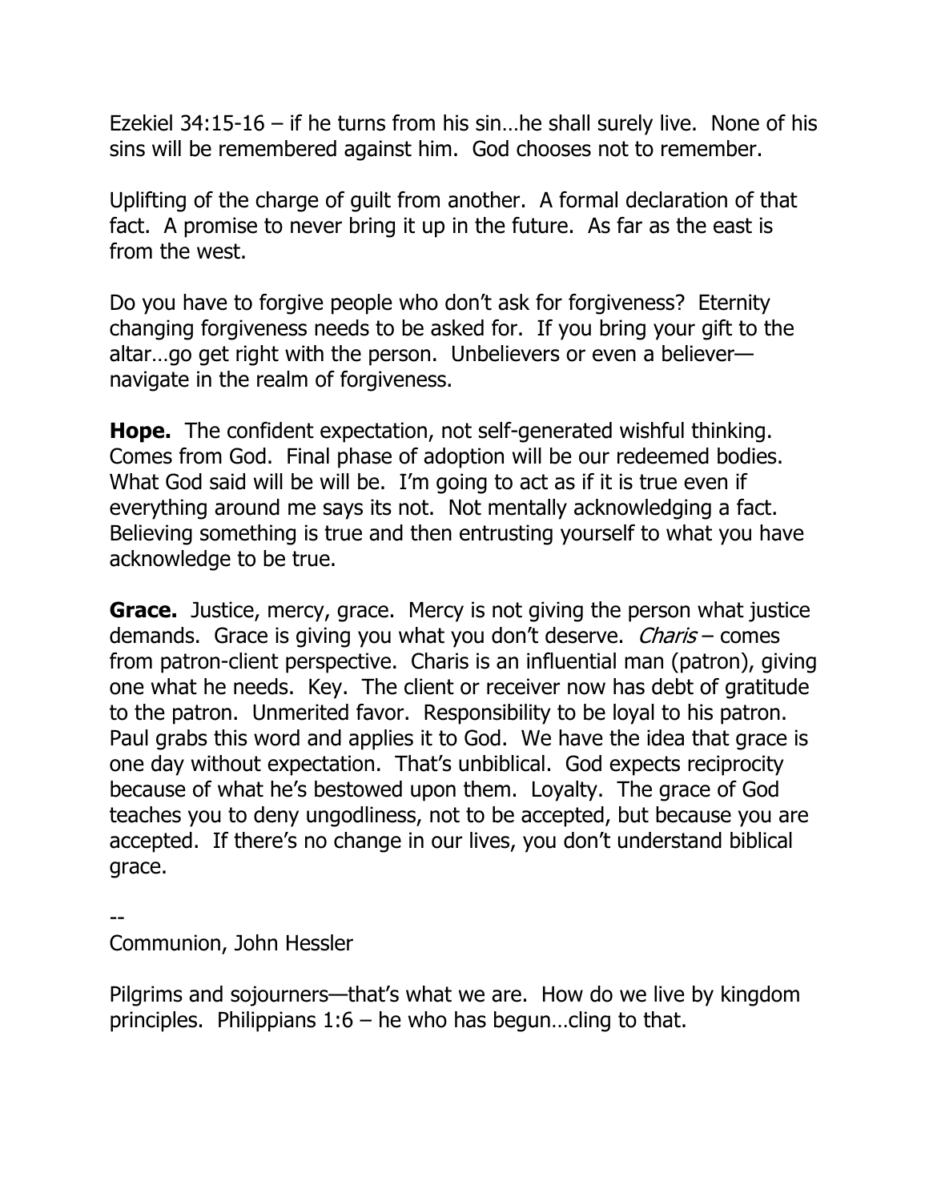Ezekiel 34:15-16 – if he turns from his sin…he shall surely live. None of his sins will be remembered against him. God chooses not to remember.

Uplifting of the charge of guilt from another. A formal declaration of that fact. A promise to never bring it up in the future. As far as the east is from the west.

Do you have to forgive people who don't ask for forgiveness? Eternity changing forgiveness needs to be asked for. If you bring your gift to the altar…go get right with the person. Unbelievers or even a believer—navigate in the realm of forgiveness.

**Hope.** The confident expectation, not self-generated wishful thinking. Comes from God. Final phase of adoption will be our redeemed bodies. What God said will be will be. I'm going to act as if it is true even if everything around me says its not. Not mentally acknowledging a fact. Believing something is true and then entrusting yourself to what you have acknowledge to be true.

**Grace.** Justice, mercy, grace. Mercy is not giving the person what justice demands. Grace is giving you what you don't deserve. *Charis* – comes from patron-client perspective. Charis is an influential man (patron), giving one what he needs. Key. The client or receiver now has debt of gratitude to the patron. Unmerited favor. Responsibility to be loyal to his patron. Paul grabs this word and applies it to God. We have the idea that grace is one day without expectation. That's unbiblical. God expects reciprocity because of what he's bestowed upon them. Loyalty. The grace of God teaches you to deny ungodliness, not to be accepted, but because you are accepted. If there's no change in our lives, you don't understand biblical grace.

--

Communion, John Hessler

Pilgrims and sojourners—that's what we are. How do we live by kingdom principles. Philippians 1:6 – he who has begun…cling to that.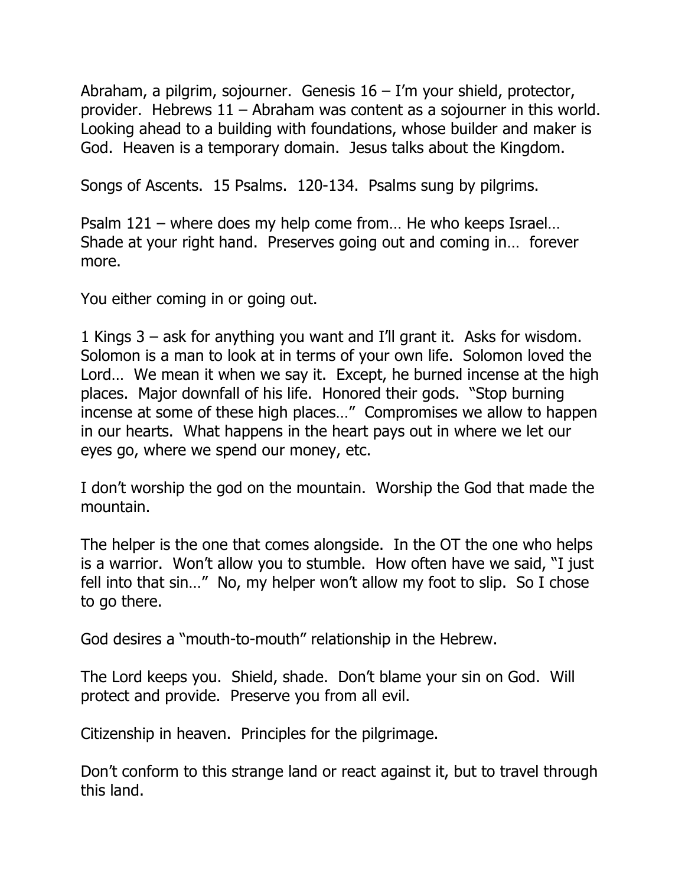Abraham, a pilgrim, sojourner. Genesis 16 – I'm your shield, protector, provider. Hebrews 11 – Abraham was content as a sojourner in this world. Looking ahead to a building with foundations, whose builder and maker is God. Heaven is a temporary domain. Jesus talks about the Kingdom.

Songs of Ascents. 15 Psalms. 120-134. Psalms sung by pilgrims.

Psalm 121 – where does my help come from… He who keeps Israel… Shade at your right hand. Preserves going out and coming in… forever more.

You either coming in or going out.

1 Kings 3 – ask for anything you want and I'll grant it. Asks for wisdom. Solomon is a man to look at in terms of your own life. Solomon loved the Lord… We mean it when we say it. Except, he burned incense at the high places. Major downfall of his life. Honored their gods. "Stop burning incense at some of these high places…" Compromises we allow to happen in our hearts. What happens in the heart pays out in where we let our eyes go, where we spend our money, etc.

I don't worship the god on the mountain. Worship the God that made the mountain.

The helper is the one that comes alongside. In the OT the one who helps is a warrior. Won't allow you to stumble. How often have we said, "I just fell into that sin…" No, my helper won't allow my foot to slip. So I chose to go there.

God desires a "mouth-to-mouth" relationship in the Hebrew.

The Lord keeps you. Shield, shade. Don't blame your sin on God. Will protect and provide. Preserve you from all evil.

Citizenship in heaven. Principles for the pilgrimage.

Don't conform to this strange land or react against it, but to travel through this land.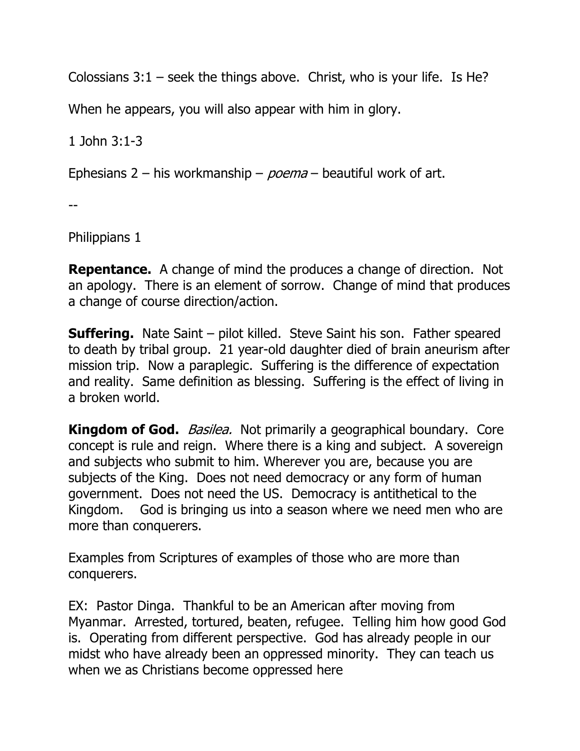Colossians 3:1 – seek the things above. Christ, who is your life. Is He?

When he appears, you will also appear with him in glory.

1 John 3:1-3

Ephesians 2 – his workmanship – *poema* – beautiful work of art.

--

Philippians 1

**Repentance.** A change of mind the produces a change of direction. Not an apology. There is an element of sorrow. Change of mind that produces a change of course direction/action.

**Suffering.** Nate Saint – pilot killed. Steve Saint his son. Father speared to death by tribal group. 21 year-old daughter died of brain aneurism after mission trip. Now a paraplegic. Suffering is the difference of expectation and reality. Same definition as blessing. Suffering is the effect of living in a broken world.

**Kingdom of God.** *Basilea.* Not primarily a geographical boundary. Core concept is rule and reign. Where there is a king and subject. A sovereign and subjects who submit to him. Wherever you are, because you are subjects of the King. Does not need democracy or any form of human government. Does not need the US. Democracy is antithetical to the Kingdom. God is bringing us into a season where we need men who are more than conquerers.

Examples from Scriptures of examples of those who are more than conquerers.

EX: Pastor Dinga. Thankful to be an American after moving from Myanmar. Arrested, tortured, beaten, refugee. Telling him how good God is. Operating from different perspective. God has already people in our midst who have already been an oppressed minority. They can teach us when we as Christians become oppressed here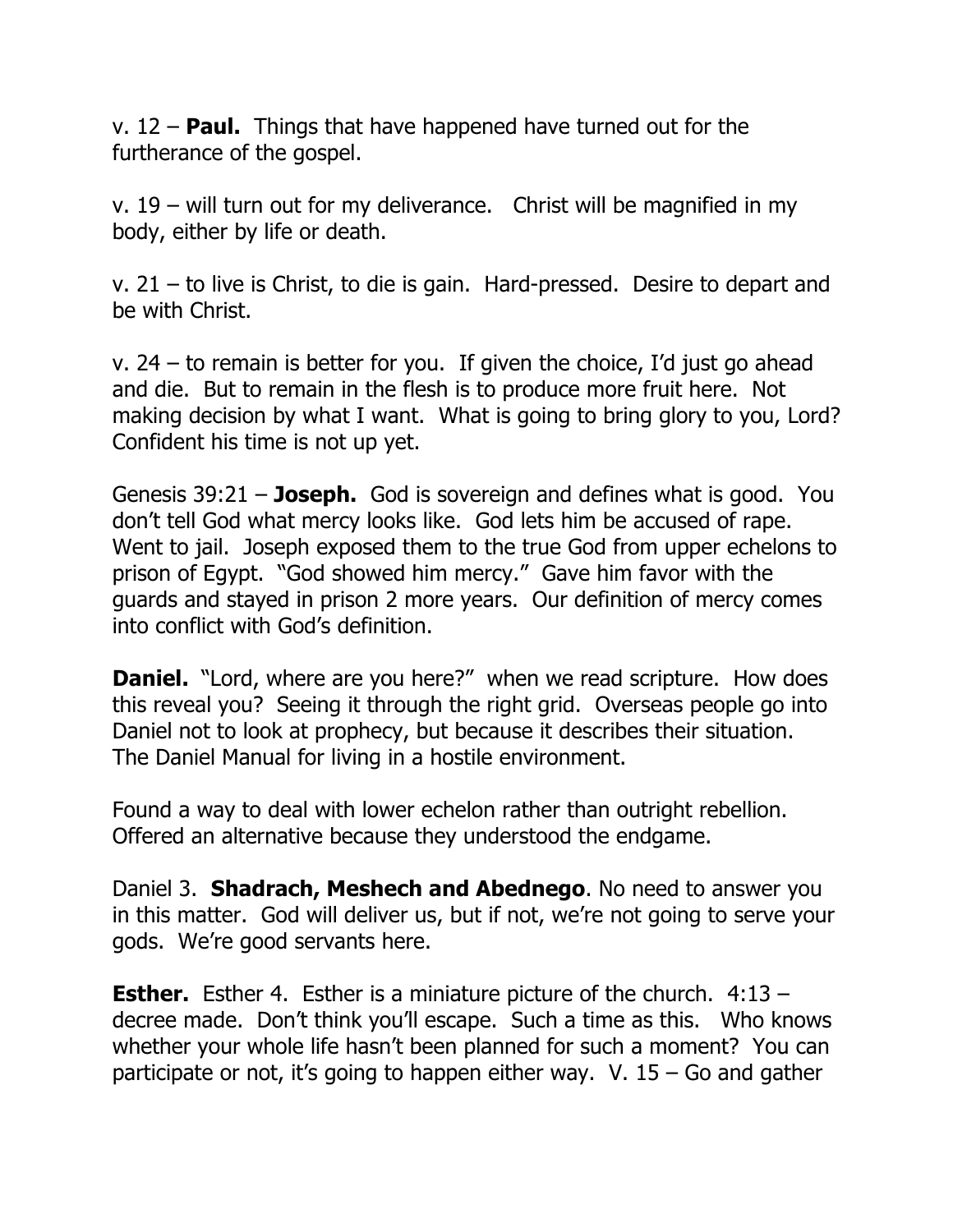v. 12 – **Paul.** Things that have happened have turned out for the furtherance of the gospel.

v. 19 – will turn out for my deliverance. Christ will be magnified in my body, either by life or death.

v. 21 – to live is Christ, to die is gain. Hard-pressed. Desire to depart and be with Christ.

v. 24 – to remain is better for you. If given the choice, I'd just go ahead and die. But to remain in the flesh is to produce more fruit here. Not making decision by what I want. What is going to bring glory to you, Lord? Confident his time is not up yet.

Genesis 39:21 – **Joseph.** God is sovereign and defines what is good. You don't tell God what mercy looks like. God lets him be accused of rape. Went to jail. Joseph exposed them to the true God from upper echelons to prison of Egypt. "God showed him mercy." Gave him favor with the guards and stayed in prison 2 more years. Our definition of mercy comes into conflict with God's definition.

**Daniel.** "Lord, where are you here?" when we read scripture. How does this reveal you? Seeing it through the right grid. Overseas people go into Daniel not to look at prophecy, but because it describes their situation. The Daniel Manual for living in a hostile environment.

Found a way to deal with lower echelon rather than outright rebellion. Offered an alternative because they understood the endgame.

Daniel 3. **Shadrach, Meshech and Abednego**. No need to answer you in this matter. God will deliver us, but if not, we're not going to serve your gods. We're good servants here.

**Esther.** Esther 4. Esther is a miniature picture of the church. 4:13 – decree made. Don't think you'll escape. Such a time as this. Who knows whether your whole life hasn't been planned for such a moment? You can participate or not, it's going to happen either way. V. 15 – Go and gather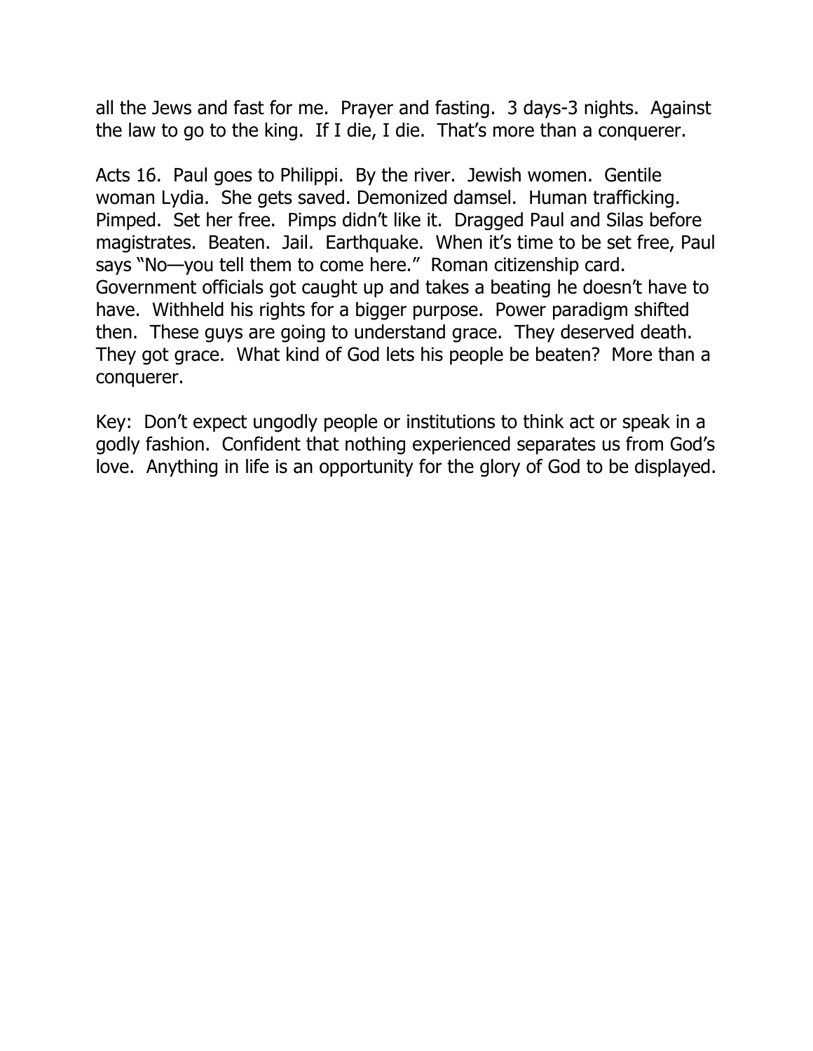all the Jews and fast for me. Prayer and fasting. 3 days-3 nights. Against the law to go to the king. If I die, I die. That's more than a conquerer.

Acts 16. Paul goes to Philippi. By the river. Jewish women. Gentile woman Lydia. She gets saved. Demonized damsel. Human trafficking. Pimped. Set her free. Pimps didn't like it. Dragged Paul and Silas before magistrates. Beaten. Jail. Earthquake. When it's time to be set free, Paul says "No—you tell them to come here." Roman citizenship card. Government officials got caught up and takes a beating he doesn't have to have. Withheld his rights for a bigger purpose. Power paradigm shifted then. These guys are going to understand grace. They deserved death. They got grace. What kind of God lets his people be beaten? More than a conquerer.

Key: Don't expect ungodly people or institutions to think act or speak in a godly fashion. Confident that nothing experienced separates us from God's love. Anything in life is an opportunity for the glory of God to be displayed.